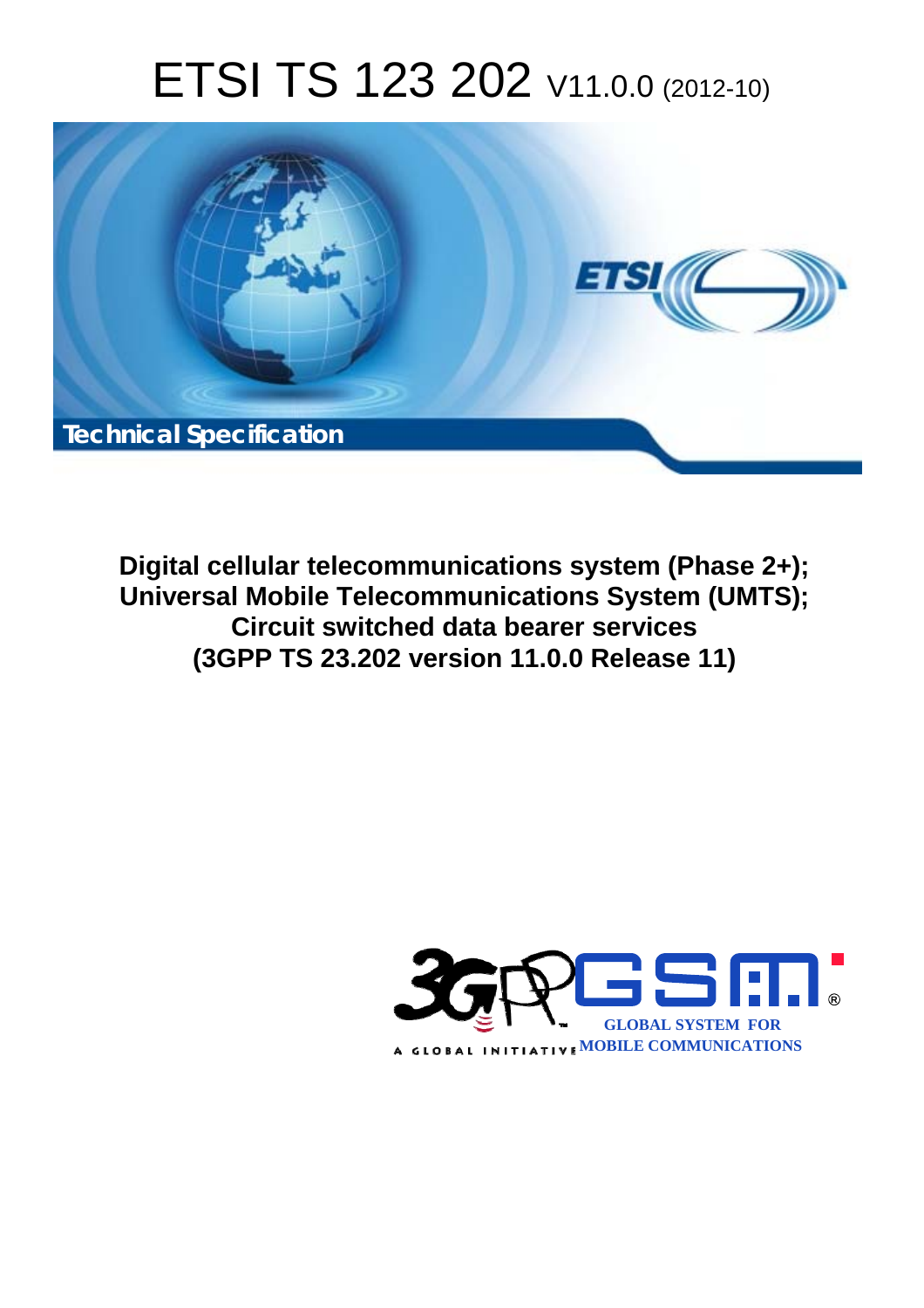# ETSI TS 123 202 V11.0.0 (2012-10)

Technical Specification

**Digital cellular telecommunications system (Phase 2+);**
**Universal Mobile Telecommunications System (UMTS);**
**Circuit switched data bearer services**
**(3GPP TS 23.202 version 11.0.0 Release 11)**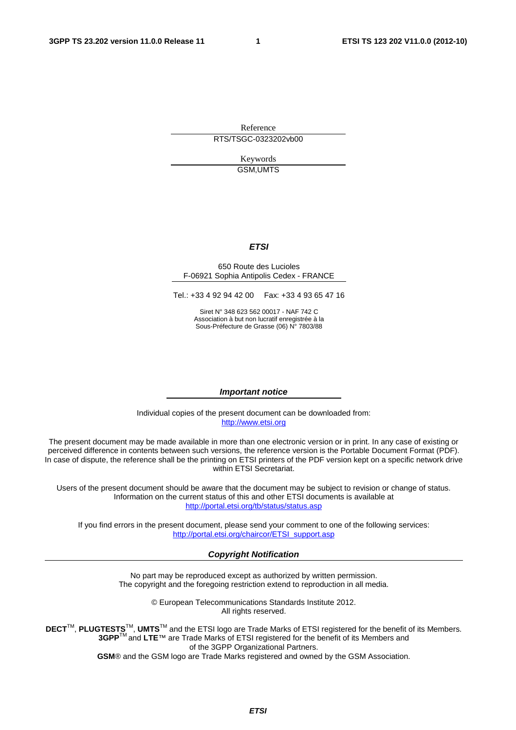Reference

RTS/TSGC-0323202vb00

Keywords

GSM,UMTS

***ETSI***

650 Route des Lucioles
F-06921 Sophia Antipolis Cedex - FRANCE

Tel.: +33 4 92 94 42 00 Fax: +33 4 93 65 47 16

Siret N° 348 623 562 00017 - NAF 742 C
Association à but non lucratif enregistrée à la
Sous-Préfecture de Grasse (06) N° 7803/88

***Important notice***

Individual copies of the present document can be downloaded from:
http://www.etsi.org

The present document may be made available in more than one electronic version or in print. In any case of existing or perceived difference in contents between such versions, the reference version is the Portable Document Format (PDF). In case of dispute, the reference shall be the printing on ETSI printers of the PDF version kept on a specific network drive within ETSI Secretariat.

Users of the present document should be aware that the document may be subject to revision or change of status. Information on the current status of this and other ETSI documents is available at
http://portal.etsi.org/tb/status/status.asp

If you find errors in the present document, please send your comment to one of the following services:
http://portal.etsi.org/chaircor/ETSI_support.asp

***Copyright Notification***

No part may be reproduced except as authorized by written permission.
The copyright and the foregoing restriction extend to reproduction in all media.

© European Telecommunications Standards Institute 2012.
All rights reserved.

**DECT**™, **PLUGTESTS**™, **UMTS**™ and the ETSI logo are Trade Marks of ETSI registered for the benefit of its Members.
**3GPP**™ and **LTE**™ are Trade Marks of ETSI registered for the benefit of its Members and of the 3GPP Organizational Partners.
**GSM**® and the GSM logo are Trade Marks registered and owned by the GSM Association.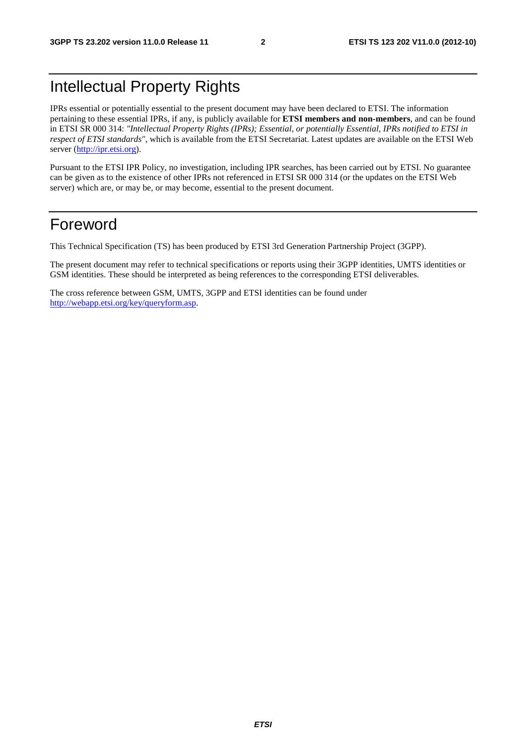# Intellectual Property Rights

IPRs essential or potentially essential to the present document may have been declared to ETSI. The information pertaining to these essential IPRs, if any, is publicly available for **ETSI members and non-members**, and can be found in ETSI SR 000 314: *"Intellectual Property Rights (IPRs); Essential, or potentially Essential, IPRs notified to ETSI in respect of ETSI standards"*, which is available from the ETSI Secretariat. Latest updates are available on the ETSI Web server (http://ipr.etsi.org).

Pursuant to the ETSI IPR Policy, no investigation, including IPR searches, has been carried out by ETSI. No guarantee can be given as to the existence of other IPRs not referenced in ETSI SR 000 314 (or the updates on the ETSI Web server) which are, or may be, or may become, essential to the present document.

# Foreword

This Technical Specification (TS) has been produced by ETSI 3rd Generation Partnership Project (3GPP).

The present document may refer to technical specifications or reports using their 3GPP identities, UMTS identities or GSM identities. These should be interpreted as being references to the corresponding ETSI deliverables.

The cross reference between GSM, UMTS, 3GPP and ETSI identities can be found under http://webapp.etsi.org/key/queryform.asp.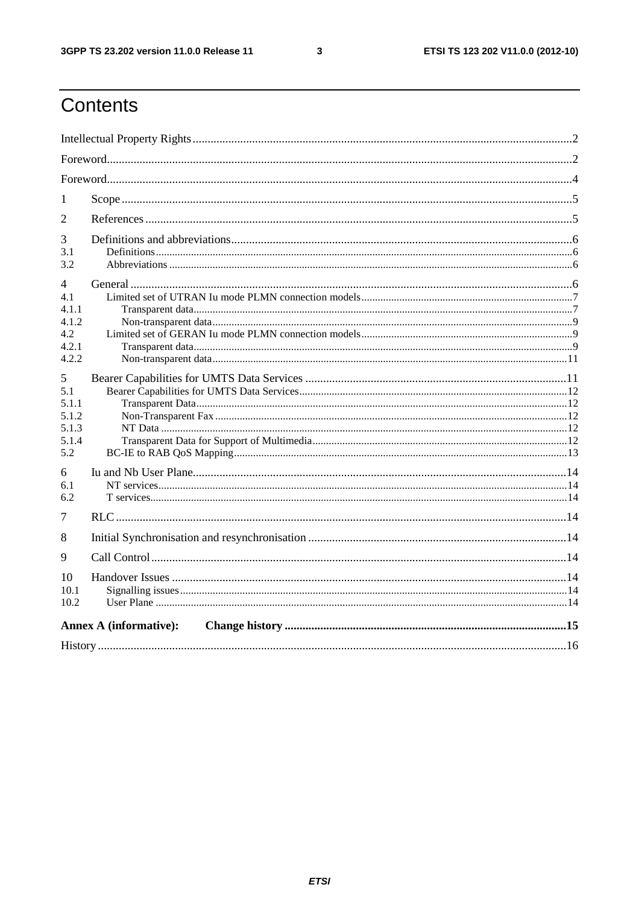# Contents

Intellectual Property Rights ..... 2

Foreword ..... 2

Foreword ..... 4

1 Scope ..... 5

2 References ..... 5

3 Definitions and abbreviations ..... 6

3.1 Definitions ..... 6

3.2 Abbreviations ..... 6

4 General ..... 6

4.1 Limited set of UTRAN Iu mode PLMN connection models ..... 7

4.1.1 Transparent data ..... 7

4.1.2 Non-transparent data ..... 9

4.2 Limited set of GERAN Iu mode PLMN connection models ..... 9

4.2.1 Transparent data ..... 9

4.2.2 Non-transparent data ..... 11

5 Bearer Capabilities for UMTS Data Services ..... 11

5.1 Bearer Capabilities for UMTS Data Services ..... 12

5.1.1 Transparent Data ..... 12

5.1.2 Non-Transparent Fax ..... 12

5.1.3 NT Data ..... 12

5.1.4 Transparent Data for Support of Multimedia ..... 12

5.2 BC-IE to RAB QoS Mapping ..... 13

6 Iu and Nb User Plane ..... 14

6.1 NT services ..... 14

6.2 T services ..... 14

7 RLC ..... 14

8 Initial Synchronisation and resynchronisation ..... 14

9 Call Control ..... 14

10 Handover Issues ..... 14

10.1 Signalling issues ..... 14

10.2 User Plane ..... 14

**Annex A (informative): Change history** ..... 15

History ..... 16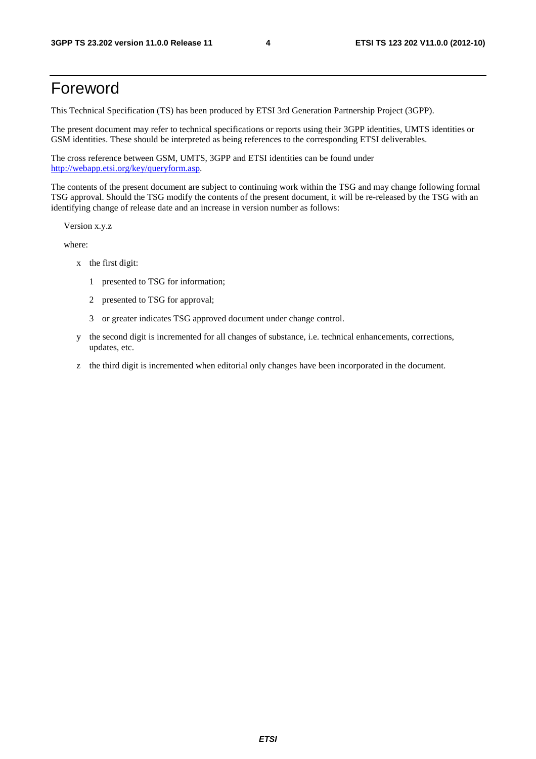# Foreword

This Technical Specification (TS) has been produced by ETSI 3rd Generation Partnership Project (3GPP).

The present document may refer to technical specifications or reports using their 3GPP identities, UMTS identities or GSM identities. These should be interpreted as being references to the corresponding ETSI deliverables.

The cross reference between GSM, UMTS, 3GPP and ETSI identities can be found under http://webapp.etsi.org/key/queryform.asp.

The contents of the present document are subject to continuing work within the TSG and may change following formal TSG approval. Should the TSG modify the contents of the present document, it will be re-released by the TSG with an identifying change of release date and an increase in version number as follows:

Version x.y.z

where:

- x the first digit:
  - 1 presented to TSG for information;
  - 2 presented to TSG for approval;
  - 3 or greater indicates TSG approved document under change control.
- y the second digit is incremented for all changes of substance, i.e. technical enhancements, corrections, updates, etc.
- z the third digit is incremented when editorial only changes have been incorporated in the document.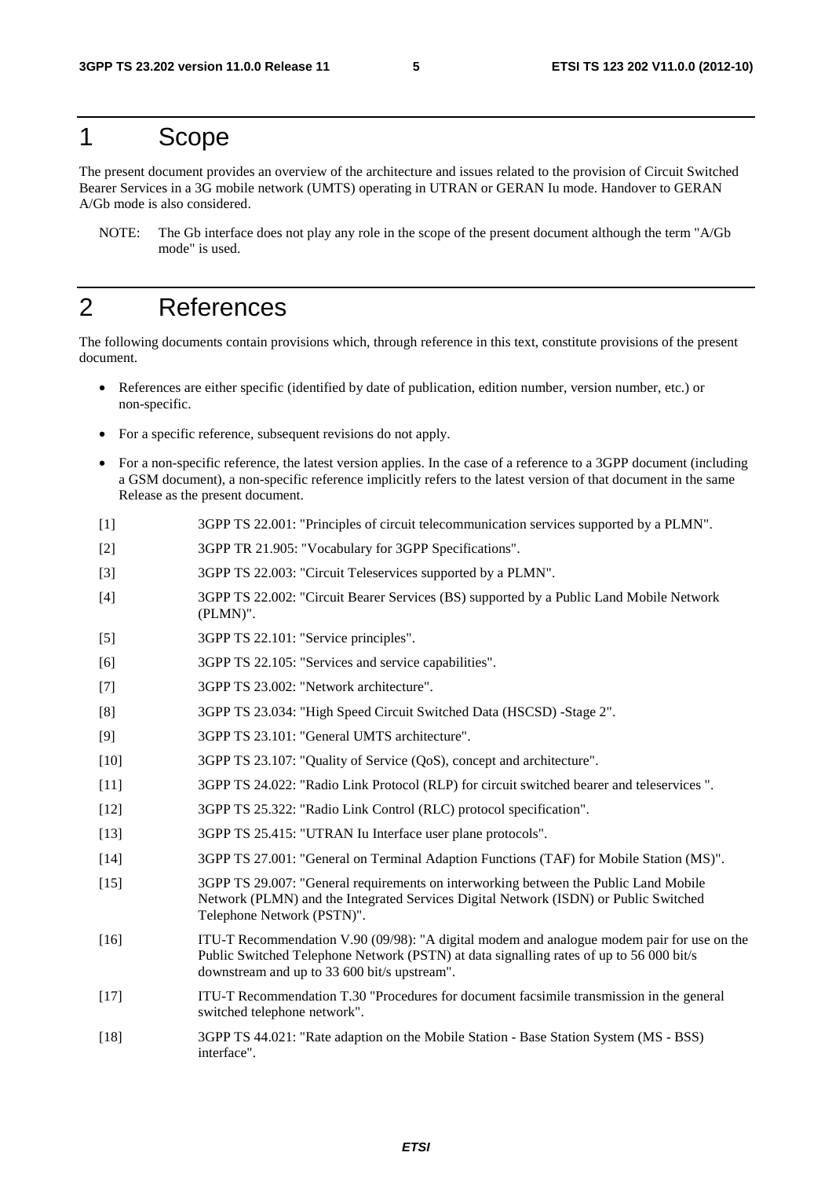# 1 Scope

The present document provides an overview of the architecture and issues related to the provision of Circuit Switched Bearer Services in a 3G mobile network (UMTS) operating in UTRAN or GERAN Iu mode. Handover to GERAN A/Gb mode is also considered.

NOTE: The Gb interface does not play any role in the scope of the present document although the term "A/Gb mode" is used.

# 2 References

The following documents contain provisions which, through reference in this text, constitute provisions of the present document.

- References are either specific (identified by date of publication, edition number, version number, etc.) or non-specific.
- For a specific reference, subsequent revisions do not apply.
- For a non-specific reference, the latest version applies. In the case of a reference to a 3GPP document (including a GSM document), a non-specific reference implicitly refers to the latest version of that document in the same Release as the present document.

[1] 3GPP TS 22.001: "Principles of circuit telecommunication services supported by a PLMN".

[2] 3GPP TR 21.905: "Vocabulary for 3GPP Specifications".

[3] 3GPP TS 22.003: "Circuit Teleservices supported by a PLMN".

[4] 3GPP TS 22.002: "Circuit Bearer Services (BS) supported by a Public Land Mobile Network (PLMN)".

[5] 3GPP TS 22.101: "Service principles".

[6] 3GPP TS 22.105: "Services and service capabilities".

[7] 3GPP TS 23.002: "Network architecture".

[8] 3GPP TS 23.034: "High Speed Circuit Switched Data (HSCSD) -Stage 2".

[9] 3GPP TS 23.101: "General UMTS architecture".

[10] 3GPP TS 23.107: "Quality of Service (QoS), concept and architecture".

[11] 3GPP TS 24.022: "Radio Link Protocol (RLP) for circuit switched bearer and teleservices ".

[12] 3GPP TS 25.322: "Radio Link Control (RLC) protocol specification".

[13] 3GPP TS 25.415: "UTRAN Iu Interface user plane protocols".

[14] 3GPP TS 27.001: "General on Terminal Adaption Functions (TAF) for Mobile Station (MS)".

[15] 3GPP TS 29.007: "General requirements on interworking between the Public Land Mobile Network (PLMN) and the Integrated Services Digital Network (ISDN) or Public Switched Telephone Network (PSTN)".

[16] ITU-T Recommendation V.90 (09/98): "A digital modem and analogue modem pair for use on the Public Switched Telephone Network (PSTN) at data signalling rates of up to 56 000 bit/s downstream and up to 33 600 bit/s upstream".

[17] ITU-T Recommendation T.30 "Procedures for document facsimile transmission in the general switched telephone network".

[18] 3GPP TS 44.021: "Rate adaption on the Mobile Station - Base Station System (MS - BSS) interface".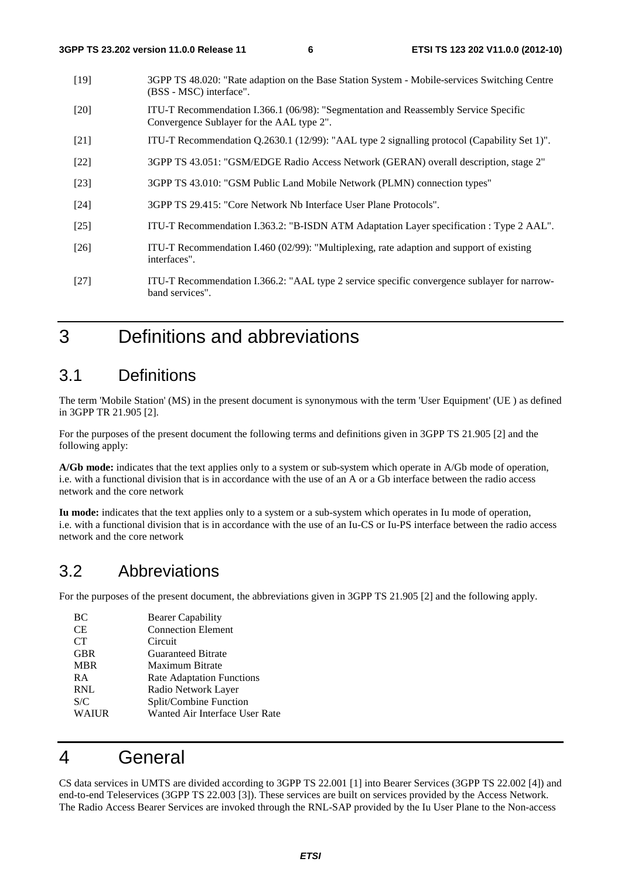[19] 3GPP TS 48.020: "Rate adaption on the Base Station System - Mobile-services Switching Centre (BSS - MSC) interface".

[20] ITU-T Recommendation I.366.1 (06/98): "Segmentation and Reassembly Service Specific Convergence Sublayer for the AAL type 2".

[21] ITU-T Recommendation Q.2630.1 (12/99): "AAL type 2 signalling protocol (Capability Set 1)".

[22] 3GPP TS 43.051: "GSM/EDGE Radio Access Network (GERAN) overall description, stage 2"

[23] 3GPP TS 43.010: "GSM Public Land Mobile Network (PLMN) connection types"

[24] 3GPP TS 29.415: "Core Network Nb Interface User Plane Protocols".

[25] ITU-T Recommendation I.363.2: "B-ISDN ATM Adaptation Layer specification : Type 2 AAL".

[26] ITU-T Recommendation I.460 (02/99): "Multiplexing, rate adaption and support of existing interfaces".

[27] ITU-T Recommendation I.366.2: "AAL type 2 service specific convergence sublayer for narrow-band services".

# 3 Definitions and abbreviations

## 3.1 Definitions

The term 'Mobile Station' (MS) in the present document is synonymous with the term 'User Equipment' (UE ) as defined in 3GPP TR 21.905 [2].

For the purposes of the present document the following terms and definitions given in 3GPP TS 21.905 [2] and the following apply:

**A/Gb mode:** indicates that the text applies only to a system or sub-system which operate in A/Gb mode of operation, i.e. with a functional division that is in accordance with the use of an A or a Gb interface between the radio access network and the core network

**Iu mode:** indicates that the text applies only to a system or a sub-system which operates in Iu mode of operation, i.e. with a functional division that is in accordance with the use of an Iu-CS or Iu-PS interface between the radio access network and the core network

## 3.2 Abbreviations

For the purposes of the present document, the abbreviations given in 3GPP TS 21.905 [2] and the following apply.

| | |
|---|---|
| BC | Bearer Capability |
| CE | Connection Element |
| CT | Circuit |
| GBR | Guaranteed Bitrate |
| MBR | Maximum Bitrate |
| RA | Rate Adaptation Functions |
| RNL | Radio Network Layer |
| S/C | Split/Combine Function |
| WAIUR | Wanted Air Interface User Rate |

# 4 General

CS data services in UMTS are divided according to 3GPP TS 22.001 [1] into Bearer Services (3GPP TS 22.002 [4]) and end-to-end Teleservices (3GPP TS 22.003 [3]). These services are built on services provided by the Access Network. The Radio Access Bearer Services are invoked through the RNL-SAP provided by the Iu User Plane to the Non-access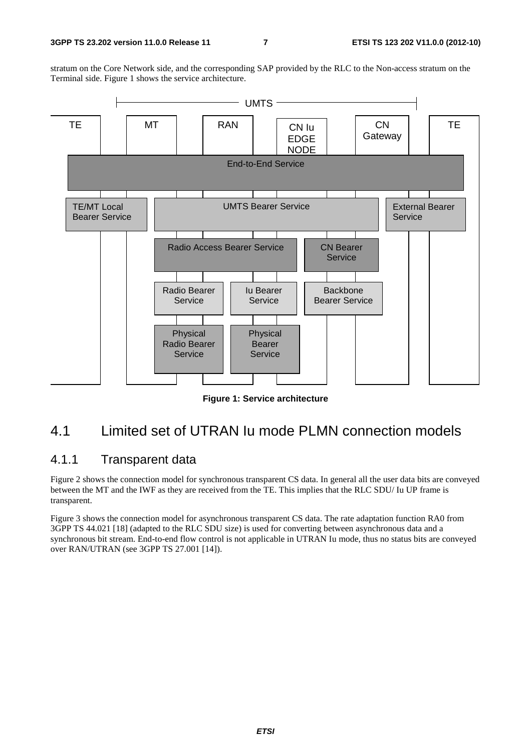stratum on the Core Network side, and the corresponding SAP provided by the RLC to the Non-access stratum on the Terminal side. Figure 1 shows the service architecture.

UMTS

TE

MT

RAN

CN Iu EDGE NODE

CN Gateway

TE

End-to-End Service

TE/MT Local Bearer Service

UMTS Bearer Service

External Bearer Service

Radio Access Bearer Service

CN Bearer Service

Radio Bearer Service

Iu Bearer Service

Backbone Bearer Service

Physical Radio Bearer Service

Physical Bearer Service

**Figure 1: Service architecture**

# 4.1 Limited set of UTRAN Iu mode PLMN connection models

## 4.1.1 Transparent data

Figure 2 shows the connection model for synchronous transparent CS data. In general all the user data bits are conveyed between the MT and the IWF as they are received from the TE. This implies that the RLC SDU/ Iu UP frame is transparent.

Figure 3 shows the connection model for asynchronous transparent CS data. The rate adaptation function RA0 from 3GPP TS 44.021 [18] (adapted to the RLC SDU size) is used for converting between asynchronous data and a synchronous bit stream. End-to-end flow control is not applicable in UTRAN Iu mode, thus no status bits are conveyed over RAN/UTRAN (see 3GPP TS 27.001 [14]).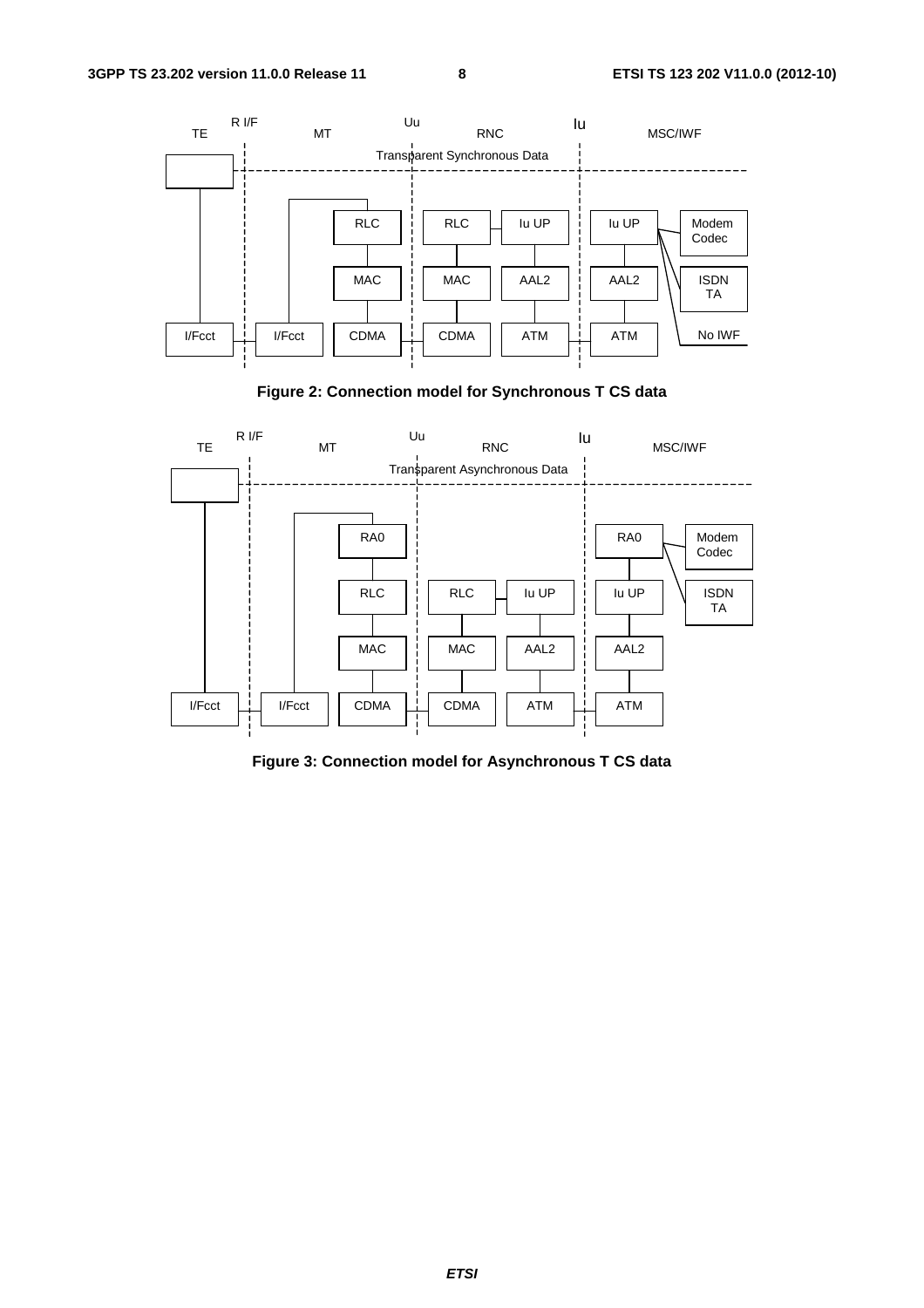TE R I/F MT Uu RNC Iu MSC/IWF

Transparent Synchronous Data

RLC RLC Iu UP Iu UP Modem Codec

MAC MAC AAL2 AAL2 ISDN TA

I/Fcct I/Fcct CDMA CDMA ATM ATM No IWF

**Figure 2: Connection model for Synchronous T CS data**

TE R I/F MT Uu RNC Iu MSC/IWF

Transparent Asynchronous Data

RA0 RA0 Modem Codec

RLC RLC Iu UP Iu UP ISDN TA

MAC MAC AAL2 AAL2

I/Fcct I/Fcct CDMA CDMA ATM ATM

**Figure 3: Connection model for Asynchronous T CS data**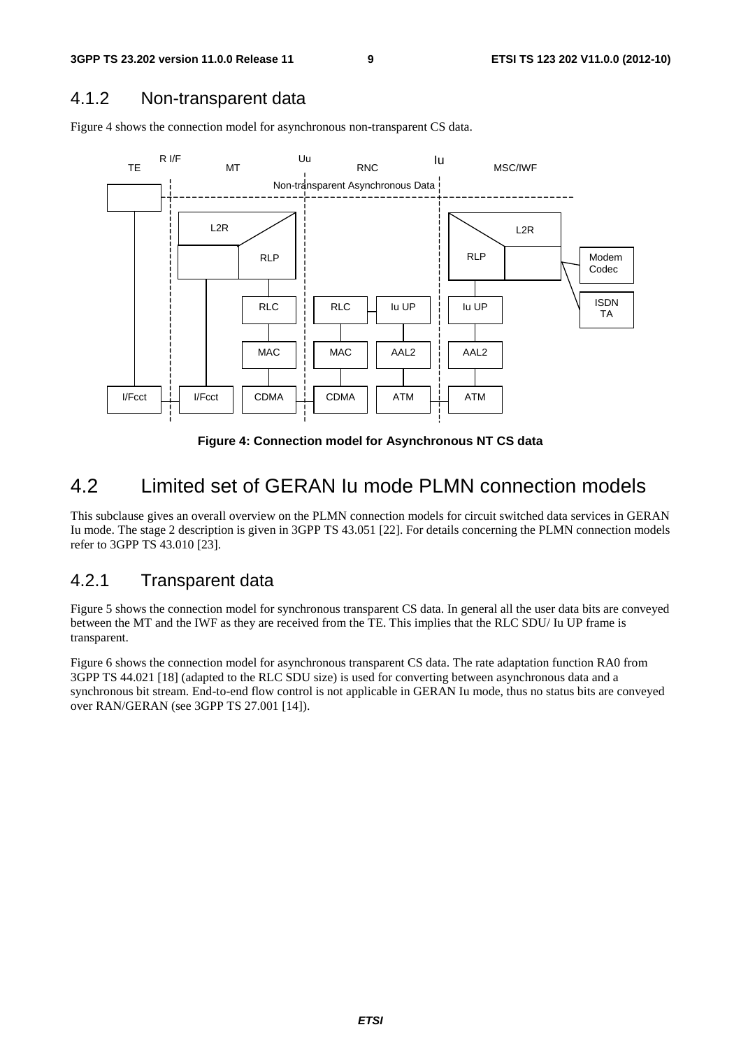### 4.1.2 Non-transparent data

Figure 4 shows the connection model for asynchronous non-transparent CS data.

R I/F
TE
MT
Uu
RNC
Iu
MSC/IWF
Non-transparent Asynchronous Data
L2R
RLP
L2R
RLP
Modem
Codec
RLC
RLC
Iu UP
Iu UP
ISDN
TA
MAC
MAC
AAL2
AAL2
I/Fcct
I/Fcct
CDMA
CDMA
ATM
ATM

**Figure 4: Connection model for Asynchronous NT CS data**

## 4.2 Limited set of GERAN Iu mode PLMN connection models

This subclause gives an overall overview on the PLMN connection models for circuit switched data services in GERAN Iu mode. The stage 2 description is given in 3GPP TS 43.051 [22]. For details concerning the PLMN connection models refer to 3GPP TS 43.010 [23].

### 4.2.1 Transparent data

Figure 5 shows the connection model for synchronous transparent CS data. In general all the user data bits are conveyed between the MT and the IWF as they are received from the TE. This implies that the RLC SDU/ Iu UP frame is transparent.

Figure 6 shows the connection model for asynchronous transparent CS data. The rate adaptation function RA0 from 3GPP TS 44.021 [18] (adapted to the RLC SDU size) is used for converting between asynchronous data and a synchronous bit stream. End-to-end flow control is not applicable in GERAN Iu mode, thus no status bits are conveyed over RAN/GERAN (see 3GPP TS 27.001 [14]).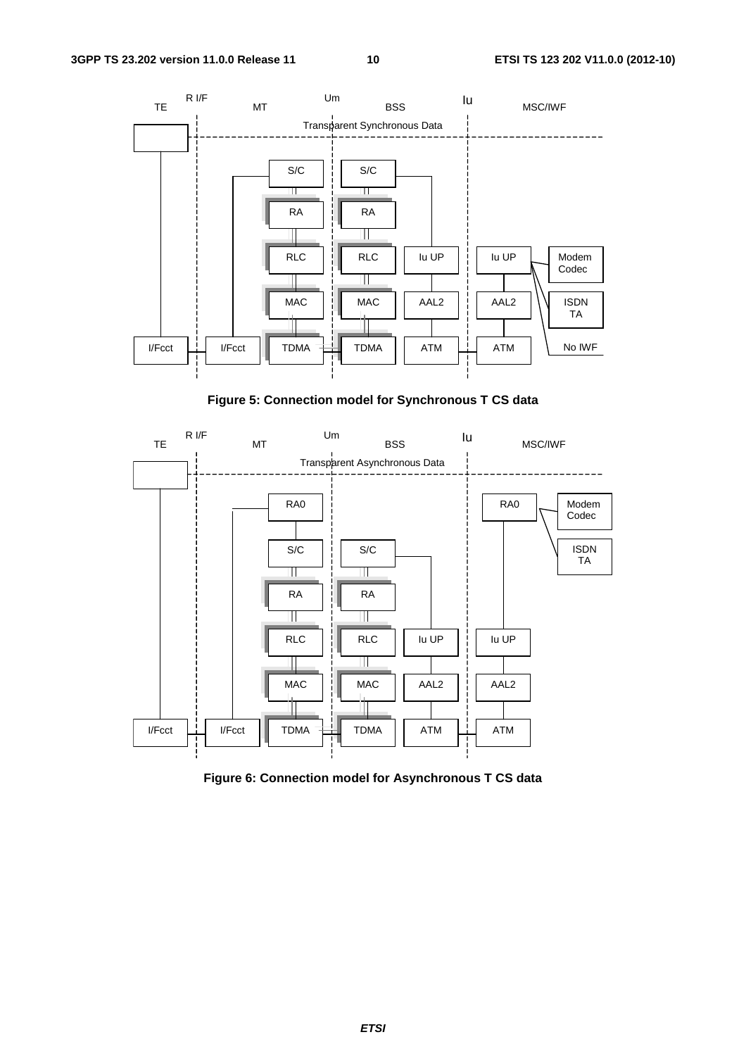TE R I/F MT Um BSS Iu MSC/IWF

Transparent Synchronous Data

S/C S/C

RA RA

RLC RLC Iu UP Iu UP Modem Codec

MAC MAC AAL2 AAL2 ISDN TA

I/Fcct I/Fcct TDMA TDMA ATM ATM No IWF

**Figure 5: Connection model for Synchronous T CS data**

TE R I/F MT Um BSS Iu MSC/IWF

Transparent Asynchronous Data

RA0 RA0 Modem Codec

S/C S/C ISDN TA

RA RA

RLC RLC Iu UP Iu UP

MAC MAC AAL2 AAL2

I/Fcct I/Fcct TDMA TDMA ATM ATM

**Figure 6: Connection model for Asynchronous T CS data**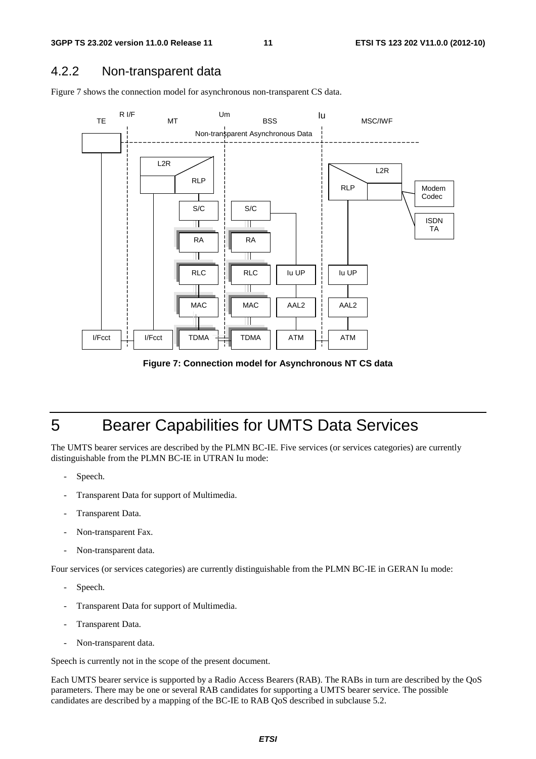### 4.2.2 Non-transparent data

Figure 7 shows the connection model for asynchronous non-transparent CS data.

**Figure 7: Connection model for Asynchronous NT CS data**

# 5 Bearer Capabilities for UMTS Data Services

The UMTS bearer services are described by the PLMN BC-IE. Five services (or services categories) are currently distinguishable from the PLMN BC-IE in UTRAN Iu mode:

- Speech.
- Transparent Data for support of Multimedia.
- Transparent Data.
- Non-transparent Fax.
- Non-transparent data.

Four services (or services categories) are currently distinguishable from the PLMN BC-IE in GERAN Iu mode:

- Speech.
- Transparent Data for support of Multimedia.
- Transparent Data.
- Non-transparent data.

Speech is currently not in the scope of the present document.

Each UMTS bearer service is supported by a Radio Access Bearers (RAB). The RABs in turn are described by the QoS parameters. There may be one or several RAB candidates for supporting a UMTS bearer service. The possible candidates are described by a mapping of the BC-IE to RAB QoS described in subclause 5.2.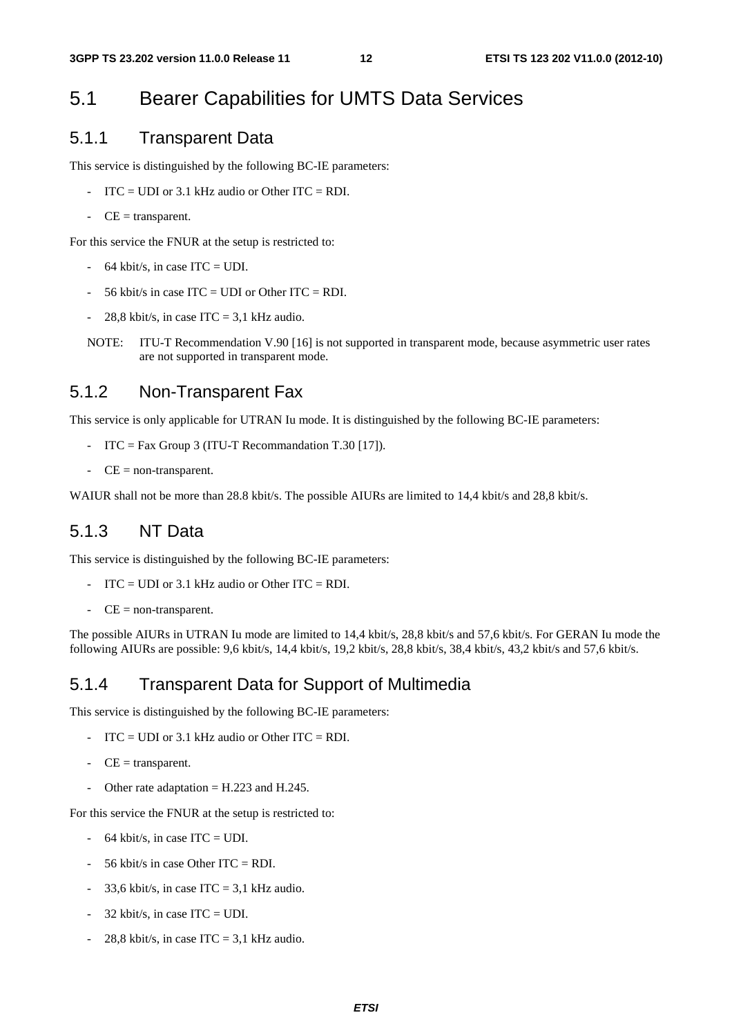## 5.1 Bearer Capabilities for UMTS Data Services

### 5.1.1 Transparent Data

This service is distinguished by the following BC-IE parameters:

- ITC = UDI or 3.1 kHz audio or Other ITC = RDI.
- CE = transparent.

For this service the FNUR at the setup is restricted to:

- 64 kbit/s, in case ITC = UDI.
- 56 kbit/s in case ITC = UDI or Other ITC = RDI.
- 28,8 kbit/s, in case ITC = 3,1 kHz audio.

NOTE: ITU-T Recommendation V.90 [16] is not supported in transparent mode, because asymmetric user rates are not supported in transparent mode.

### 5.1.2 Non-Transparent Fax

This service is only applicable for UTRAN Iu mode. It is distinguished by the following BC-IE parameters:

- ITC = Fax Group 3 (ITU-T Recommandation T.30 [17]).
- CE = non-transparent.

WAIUR shall not be more than 28.8 kbit/s. The possible AIURs are limited to 14,4 kbit/s and 28,8 kbit/s.

### 5.1.3 NT Data

This service is distinguished by the following BC-IE parameters:

- ITC = UDI or 3.1 kHz audio or Other ITC = RDI.
- CE = non-transparent.

The possible AIURs in UTRAN Iu mode are limited to 14,4 kbit/s, 28,8 kbit/s and 57,6 kbit/s. For GERAN Iu mode the following AIURs are possible: 9,6 kbit/s, 14,4 kbit/s, 19,2 kbit/s, 28,8 kbit/s, 38,4 kbit/s, 43,2 kbit/s and 57,6 kbit/s.

### 5.1.4 Transparent Data for Support of Multimedia

This service is distinguished by the following BC-IE parameters:

- ITC = UDI or 3.1 kHz audio or Other ITC = RDI.
- CE = transparent.
- Other rate adaptation = H.223 and H.245.

For this service the FNUR at the setup is restricted to:

- 64 kbit/s, in case ITC = UDI.
- 56 kbit/s in case Other ITC = RDI.
- 33,6 kbit/s, in case ITC = 3,1 kHz audio.
- 32 kbit/s, in case ITC = UDI.
- 28,8 kbit/s, in case ITC = 3,1 kHz audio.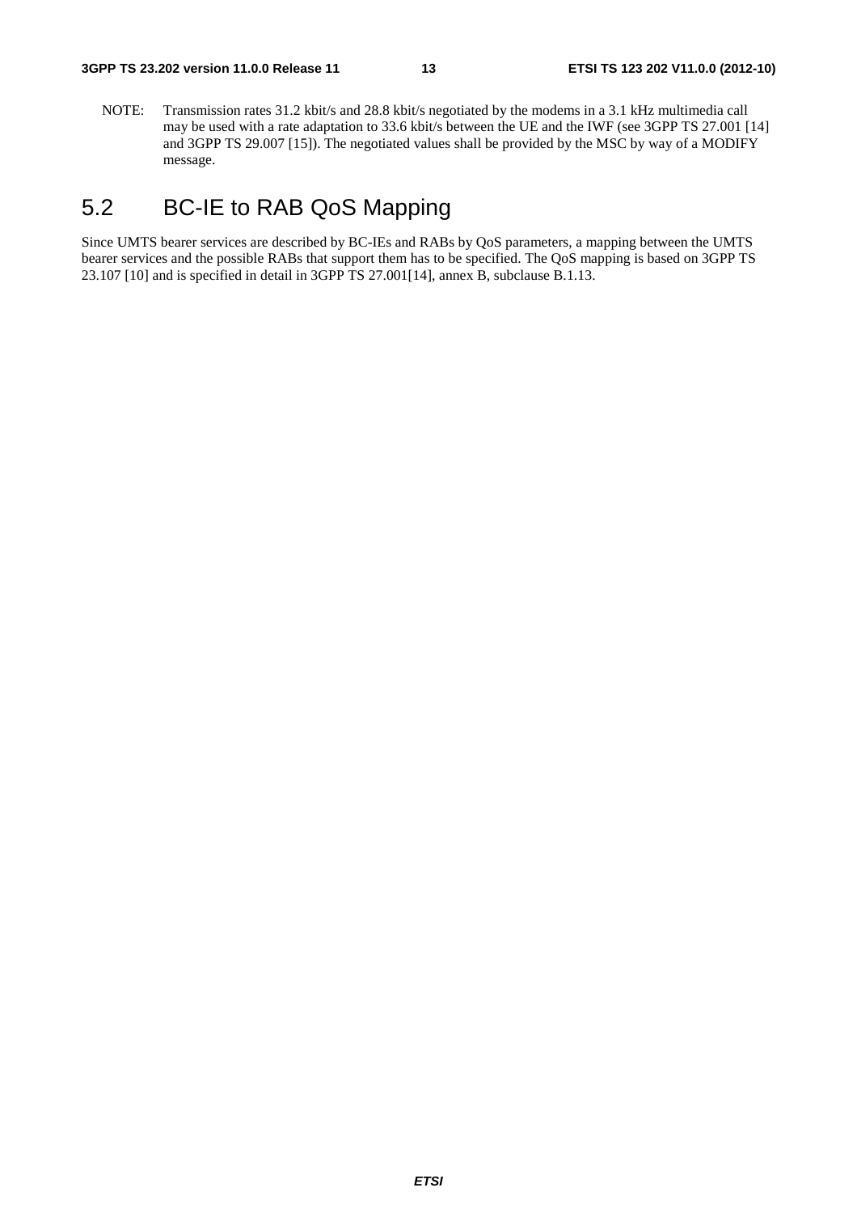NOTE: Transmission rates 31.2 kbit/s and 28.8 kbit/s negotiated by the modems in a 3.1 kHz multimedia call may be used with a rate adaptation to 33.6 kbit/s between the UE and the IWF (see 3GPP TS 27.001 [14] and 3GPP TS 29.007 [15]). The negotiated values shall be provided by the MSC by way of a MODIFY message.

## 5.2 BC-IE to RAB QoS Mapping

Since UMTS bearer services are described by BC-IEs and RABs by QoS parameters, a mapping between the UMTS bearer services and the possible RABs that support them has to be specified. The QoS mapping is based on 3GPP TS 23.107 [10] and is specified in detail in 3GPP TS 27.001[14], annex B, subclause B.1.13.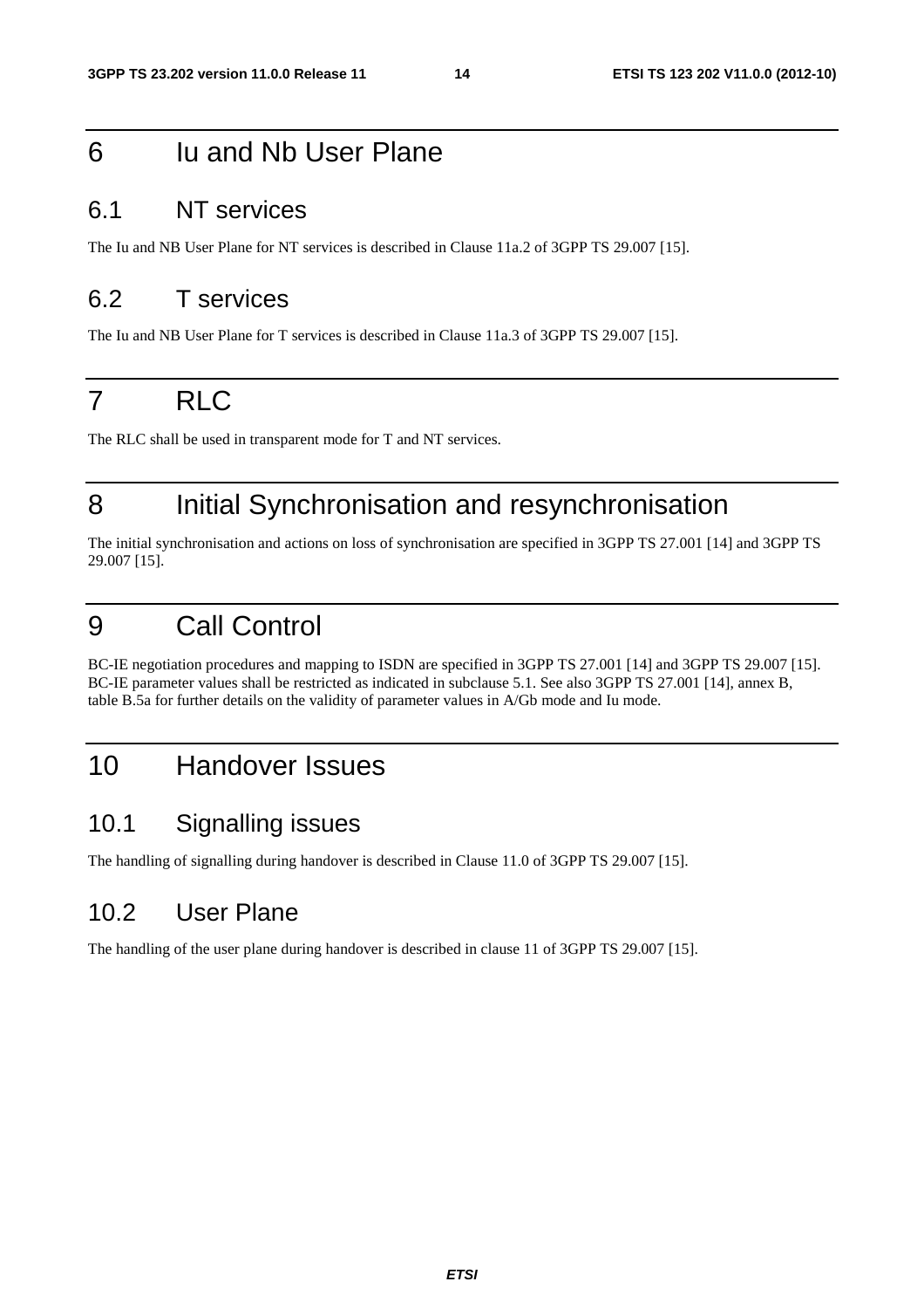# 6 Iu and Nb User Plane

## 6.1 NT services

The Iu and NB User Plane for NT services is described in Clause 11a.2 of 3GPP TS 29.007 [15].

## 6.2 T services

The Iu and NB User Plane for T services is described in Clause 11a.3 of 3GPP TS 29.007 [15].

# 7 RLC

The RLC shall be used in transparent mode for T and NT services.

# 8 Initial Synchronisation and resynchronisation

The initial synchronisation and actions on loss of synchronisation are specified in 3GPP TS 27.001 [14] and 3GPP TS 29.007 [15].

# 9 Call Control

BC-IE negotiation procedures and mapping to ISDN are specified in 3GPP TS 27.001 [14] and 3GPP TS 29.007 [15]. BC-IE parameter values shall be restricted as indicated in subclause 5.1. See also 3GPP TS 27.001 [14], annex B, table B.5a for further details on the validity of parameter values in A/Gb mode and Iu mode.

# 10 Handover Issues

## 10.1 Signalling issues

The handling of signalling during handover is described in Clause 11.0 of 3GPP TS 29.007 [15].

## 10.2 User Plane

The handling of the user plane during handover is described in clause 11 of 3GPP TS 29.007 [15].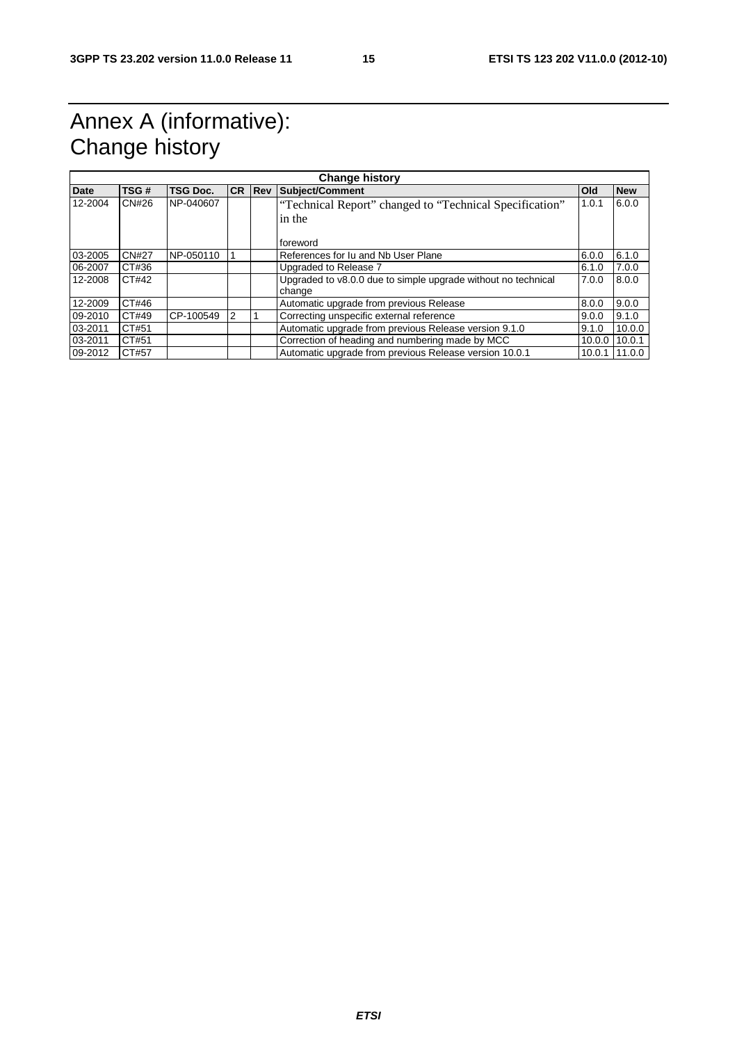# Annex A (informative): Change history

| Change history | | | | | | | |
|---|---|---|---|---|---|---|---|
| **Date** | **TSG #** | **TSG Doc.** | **CR** | **Rev** | **Subject/Comment** | **Old** | **New** |
| 12-2004 | CN#26 | NP-040607 | | | "Technical Report" changed to "Technical Specification" in the foreword | 1.0.1 | 6.0.0 |
| 03-2005 | CN#27 | NP-050110 | 1 | | References for Iu and Nb User Plane | 6.0.0 | 6.1.0 |
| 06-2007 | CT#36 | | | | Upgraded to Release 7 | 6.1.0 | 7.0.0 |
| 12-2008 | CT#42 | | | | Upgraded to v8.0.0 due to simple upgrade without no technical change | 7.0.0 | 8.0.0 |
| 12-2009 | CT#46 | | | | Automatic upgrade from previous Release | 8.0.0 | 9.0.0 |
| 09-2010 | CT#49 | CP-100549 | 2 | 1 | Correcting unspecific external reference | 9.0.0 | 9.1.0 |
| 03-2011 | CT#51 | | | | Automatic upgrade from previous Release version 9.1.0 | 9.1.0 | 10.0.0 |
| 03-2011 | CT#51 | | | | Correction of heading and numbering made by MCC | 10.0.0 | 10.0.1 |
| 09-2012 | CT#57 | | | | Automatic upgrade from previous Release version 10.0.1 | 10.0.1 | 11.0.0 |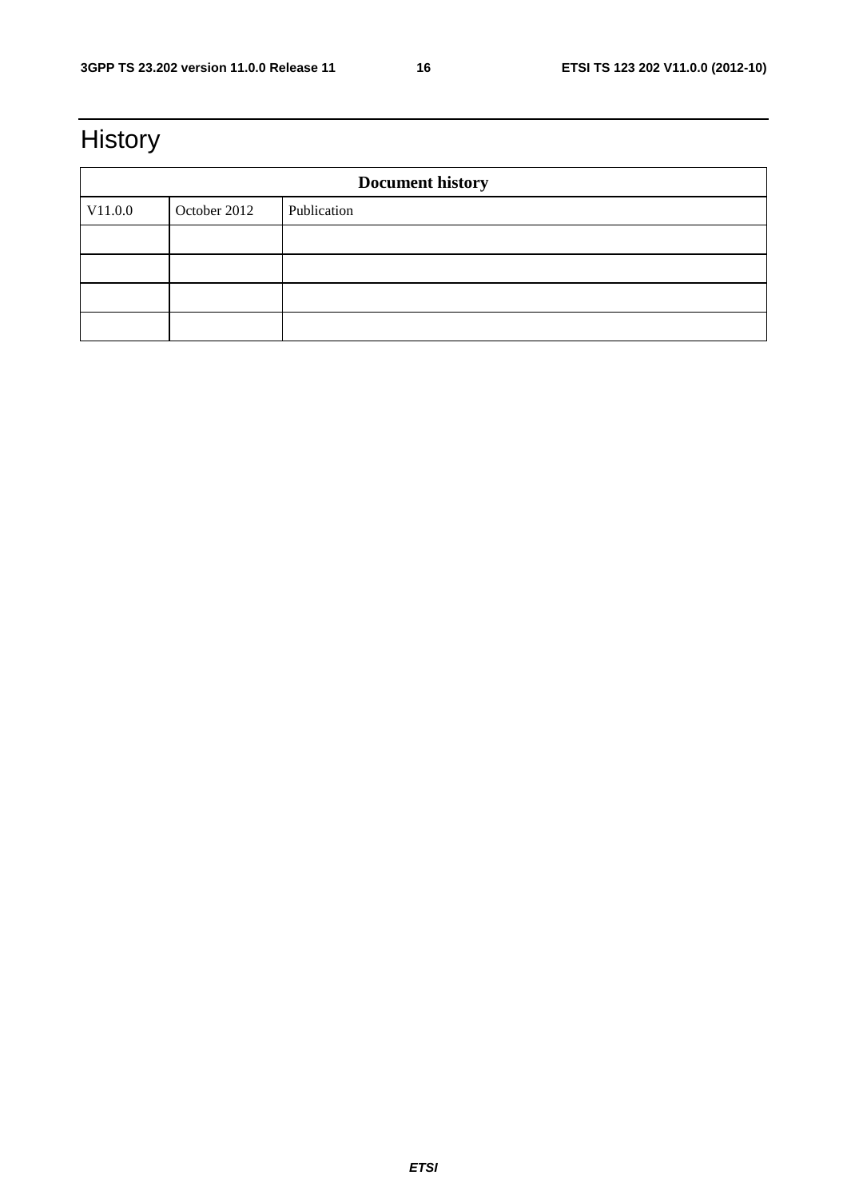# History

| Document history | | |
|---|---|---|
| V11.0.0 | October 2012 | Publication |
| | | |
| | | |
| | | |
| | | |